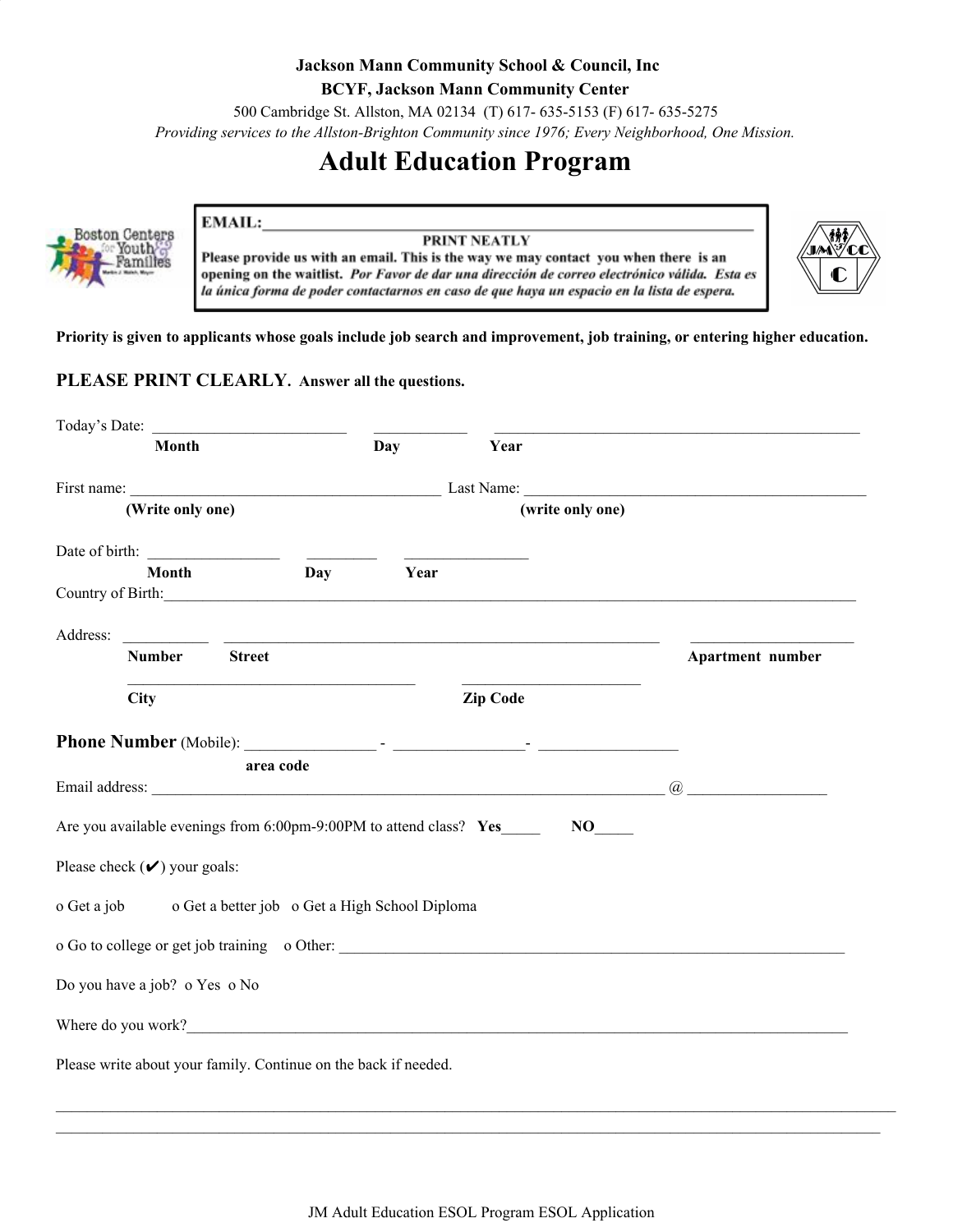**Jackson Mann Community School & Council, Inc**

**BCYF, Jackson Mann Community Center**

500 Cambridge St. Allston, MA 02134 (T) 617- 635-5153 (F) 617- 635-5275

*Providing services to the Allston-Brighton Community since 1976; Every Neighborhood, One Mission.*

# Adult Education Program

**EMAIL:**_______________________________________________

**PRINT NEATLY**

**Please provide us with an email. This is the way we may contact you when there is an opening on the waitlist.** ***Por Favor de dar una dirección de correo electrónico válida. Esta es la única forma de poder contactarnos en caso de que haya un espacio en la lista de espera.***

**Priority is given to applicants whose goals include job search and improvement, job training, or entering higher education.**

**PLEASE PRINT CLEARLY. Answer all the questions.**

Today's Date: ______________________ ____________ ______________________________
**Month** **Day** **Year**

First name: ______________________________ Last Name: ______________________________
**(Write only one)** **(write only one)**

Date of birth: ________________ _________ ________________
**Month** **Day** **Year**

Country of Birth:______________________________________________________________

Address: ___________ ______________________________________ ____________________
**Number** **Street** **Apartment number**

______________________________ ______________________
**City** **Zip Code**

**Phone Number** (Mobile): ________________ - ________________- _________________
**area code**

Email address: ____________________________________________ @ _________________

Are you available evenings from 6:00pm-9:00PM to attend class? **Yes**_____ **NO**_____

Please check (✔) your goals:

o Get a job o Get a better job o Get a High School Diploma

o Go to college or get job training o Other: ______________________________________________

Do you have a job? o Yes o No

Where do you work?______________________________________________________________

Please write about your family. Continue on the back if needed.

______________________________________________________________________________

______________________________________________________________________________

JM Adult Education ESOL Program ESOL Application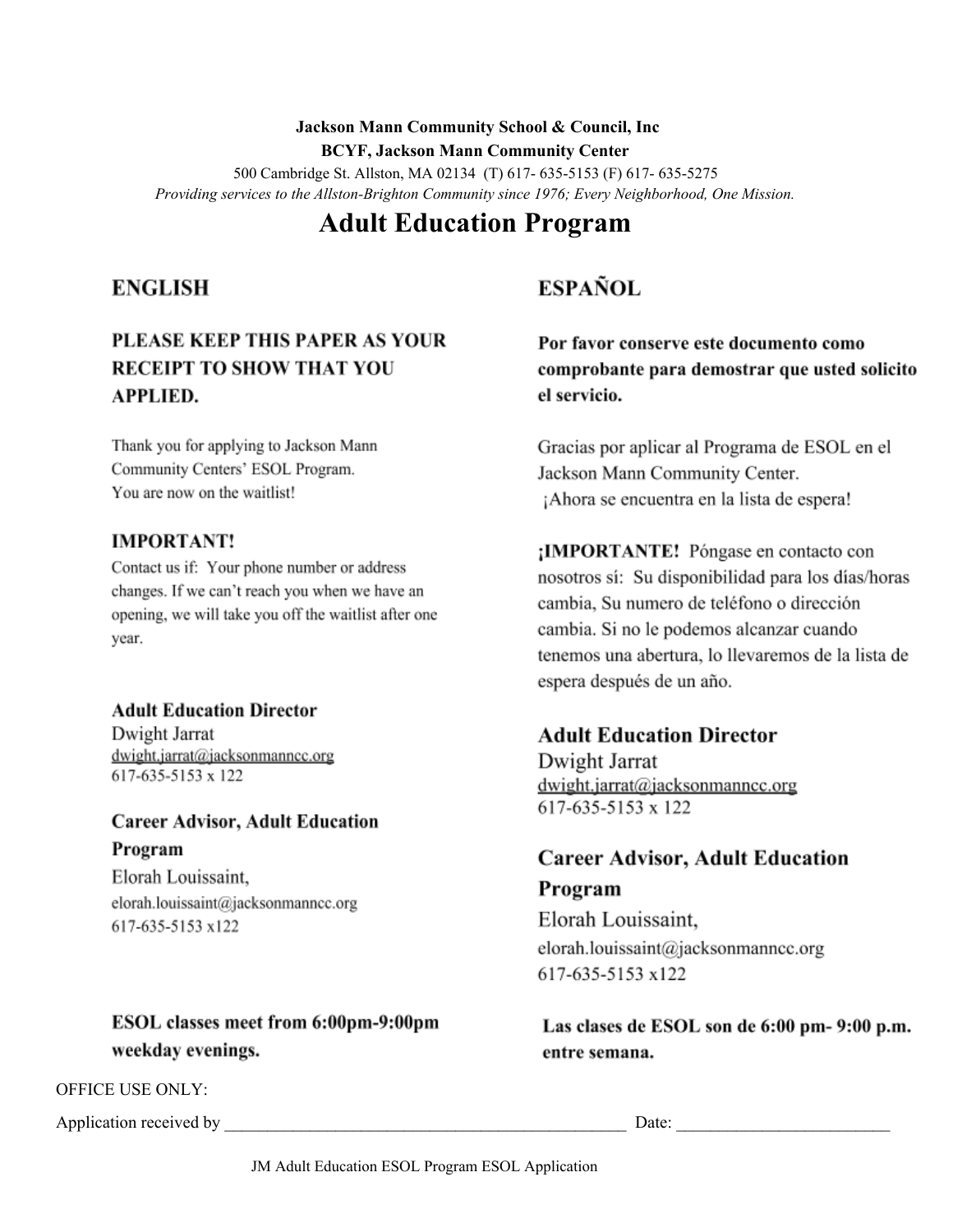**Jackson Mann Community School & Council, Inc**

**BCYF, Jackson Mann Community Center**

500 Cambridge St. Allston, MA 02134 (T) 617- 635-5153 (F) 617- 635-5275

*Providing services to the Allston-Brighton Community since 1976; Every Neighborhood, One Mission.*

# Adult Education Program

## ENGLISH

### PLEASE KEEP THIS PAPER AS YOUR RECEIPT TO SHOW THAT YOU APPLIED.

Thank you for applying to Jackson Mann Community Centers' ESOL Program. You are now on the waitlist!

### IMPORTANT!

Contact us if: Your phone number or address changes. If we can't reach you when we have an opening, we will take you off the waitlist after one year.

**Adult Education Director**
Dwight Jarrat
dwight.jarrat@jacksonmanncc.org
617-635-5153 x 122

**Career Advisor, Adult Education Program**
Elorah Louissaint,
elorah.louissaint@jacksonmanncc.org
617-635-5153 x122

**ESOL classes meet from 6:00pm-9:00pm weekday evenings.**

## ESPAÑOL

**Por favor conserve este documento como comprobante para demostrar que usted solicito el servicio.**

Gracias por aplicar al Programa de ESOL en el Jackson Mann Community Center.
¡Ahora se encuentra en la lista de espera!

**¡IMPORTANTE!** Póngase en contacto con nosotros sí: Su disponibilidad para los días/horas cambia, Su numero de teléfono o dirección cambia. Si no le podemos alcanzar cuando tenemos una abertura, lo llevaremos de la lista de espera después de un año.

**Adult Education Director**
Dwight Jarrat
dwight.jarrat@jacksonmanncc.org
617-635-5153 x 122

**Career Advisor, Adult Education Program**
Elorah Louissaint,
elorah.louissaint@jacksonmanncc.org
617-635-5153 x122

**Las clases de ESOL son de 6:00 pm- 9:00 p.m. entre semana.**

OFFICE USE ONLY:

Application received by ______________________________________________ Date: ________________________